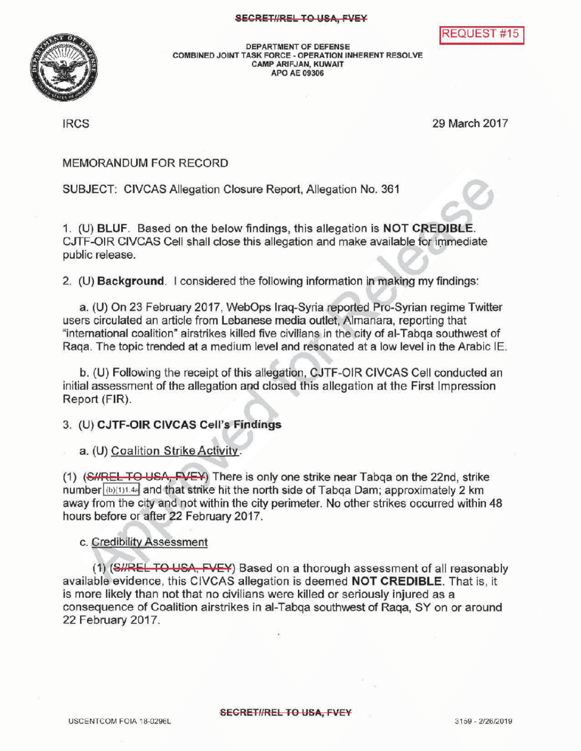SECRET//REL TO USA, FVEY

REQUEST #15

DEPARTMENT OF DEFENSE
COMBINED JOINT TASK FORCE - OPERATION INHERENT RESOLVE
CAMP ARIFJAN, KUWAIT
APO AE 09306

IRCS

29 March 2017

MEMORANDUM FOR RECORD

SUBJECT: CIVCAS Allegation Closure Report, Allegation No. 361

1. (U) **BLUF**. Based on the below findings, this allegation is **NOT CREDIBLE**. CJTF-OIR CIVCAS Cell shall close this allegation and make available for immediate public release.

2. (U) **Background**. I considered the following information in making my findings:

a. (U) On 23 February 2017, WebOps Iraq-Syria reported Pro-Syrian regime Twitter users circulated an article from Lebanese media outlet, Almanara, reporting that "international coalition" airstrikes killed five civilians in the city of al-Tabqa southwest of Raqa. The topic trended at a medium level and resonated at a low level in the Arabic IE.

b. (U) Following the receipt of this allegation, CJTF-OIR CIVCAS Cell conducted an initial assessment of the allegation and closed this allegation at the First Impression Report (FIR).

3. (U) **CJTF-OIR CIVCAS Cell's Findings**

a. (U) Coalition Strike Activity.

(1) (S//REL TO USA, FVEY) There is only one strike near Tabqa on the 22nd, strike number (b)(1)1.4a and that strike hit the north side of Tabqa Dam; approximately 2 km away from the city and not within the city perimeter. No other strikes occurred within 48 hours before or after 22 February 2017.

c. Credibility Assessment

(1) (S//REL TO USA, FVEY) Based on a thorough assessment of all reasonably available evidence, this CIVCAS allegation is deemed **NOT CREDIBLE**. That is, it is more likely than not that no civilians were killed or seriously injured as a consequence of Coalition airstrikes in al-Tabqa southwest of Raqa, SY on or around 22 February 2017.

SECRET//REL TO USA, FVEY

USCENTCOM FOIA 18-0296L

3159 - 2/26/2019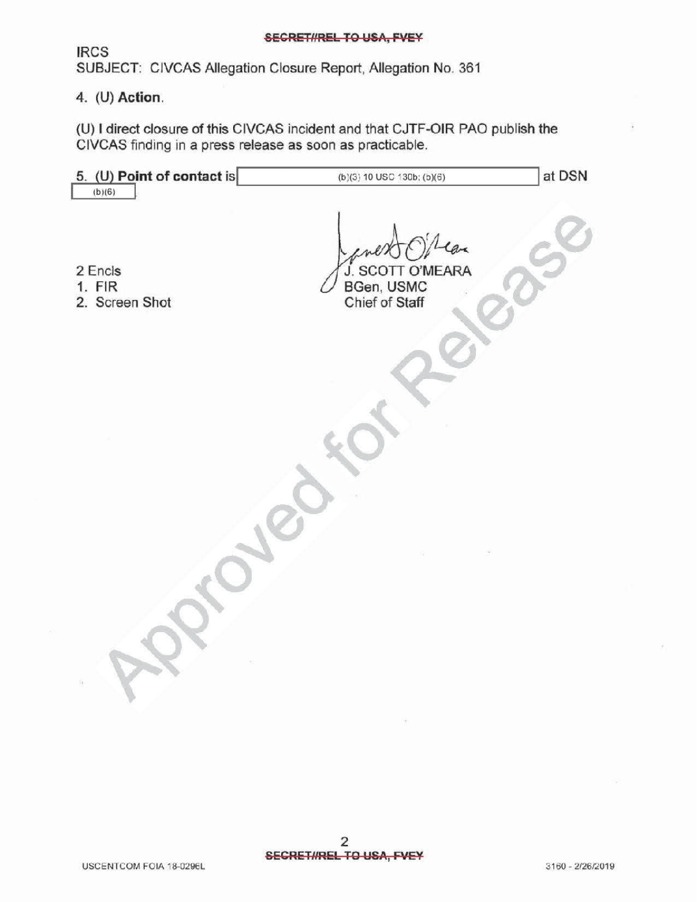IRCS
SUBJECT: CIVCAS Allegation Closure Report, Allegation No. 361

4. (U) **Action**.

(U) I direct closure of this CIVCAS incident and that CJTF-OIR PAO publish the CIVCAS finding in a press release as soon as practicable.

5. (U) **Point of contact** is (b)(3) 10 USC 130b; (b)(6) at DSN (b)(6).

2 Encls
1. FIR
2. Screen Shot

J. SCOTT O'MEARA
BGen, USMC
Chief of Staff